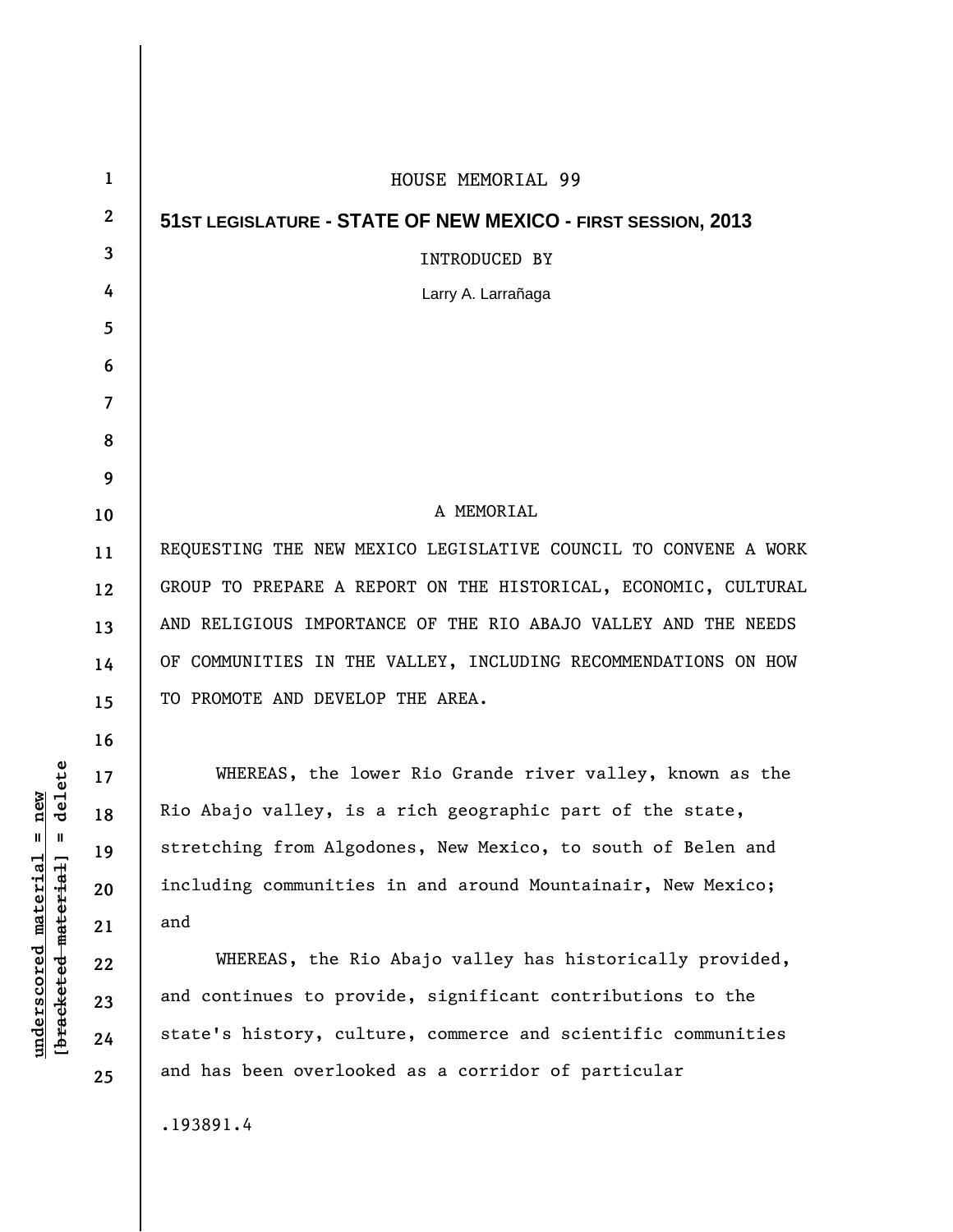# HOUSE MEMORIAL 99

**51ST LEGISLATURE - STATE OF NEW MEXICO - FIRST SESSION, 2013**

INTRODUCED BY

Larry A. Larrañaga

A MEMORIAL

REQUESTING THE NEW MEXICO LEGISLATIVE COUNCIL TO CONVENE A WORK GROUP TO PREPARE A REPORT ON THE HISTORICAL, ECONOMIC, CULTURAL AND RELIGIOUS IMPORTANCE OF THE RIO ABAJO VALLEY AND THE NEEDS OF COMMUNITIES IN THE VALLEY, INCLUDING RECOMMENDATIONS ON HOW TO PROMOTE AND DEVELOP THE AREA.

WHEREAS, the lower Rio Grande river valley, known as the Rio Abajo valley, is a rich geographic part of the state, stretching from Algodones, New Mexico, to south of Belen and including communities in and around Mountainair, New Mexico; and

WHEREAS, the Rio Abajo valley has historically provided, and continues to provide, significant contributions to the state's history, culture, commerce and scientific communities and has been overlooked as a corridor of particular

.193891.4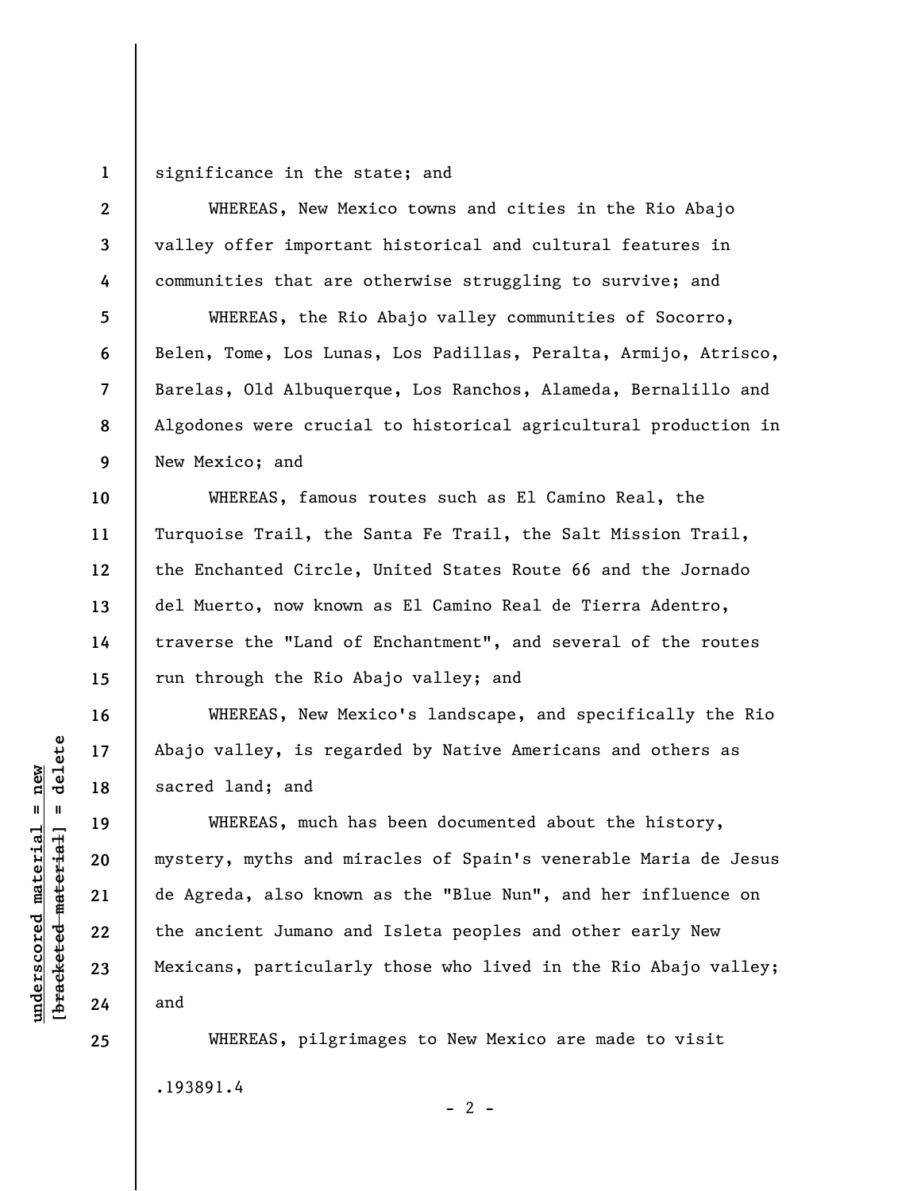significance in the state; and

WHEREAS, New Mexico towns and cities in the Rio Abajo valley offer important historical and cultural features in communities that are otherwise struggling to survive; and

WHEREAS, the Rio Abajo valley communities of Socorro, Belen, Tome, Los Lunas, Los Padillas, Peralta, Armijo, Atrisco, Barelas, Old Albuquerque, Los Ranchos, Alameda, Bernalillo and Algodones were crucial to historical agricultural production in New Mexico; and

WHEREAS, famous routes such as El Camino Real, the Turquoise Trail, the Santa Fe Trail, the Salt Mission Trail, the Enchanted Circle, United States Route 66 and the Jornado del Muerto, now known as El Camino Real de Tierra Adentro, traverse the "Land of Enchantment", and several of the routes run through the Rio Abajo valley; and

WHEREAS, New Mexico's landscape, and specifically the Rio Abajo valley, is regarded by Native Americans and others as sacred land; and

WHEREAS, much has been documented about the history, mystery, myths and miracles of Spain's venerable Maria de Jesus de Agreda, also known as the "Blue Nun", and her influence on the ancient Jumano and Isleta peoples and other early New Mexicans, particularly those who lived in the Rio Abajo valley; and

WHEREAS, pilgrimages to New Mexico are made to visit

.193891.4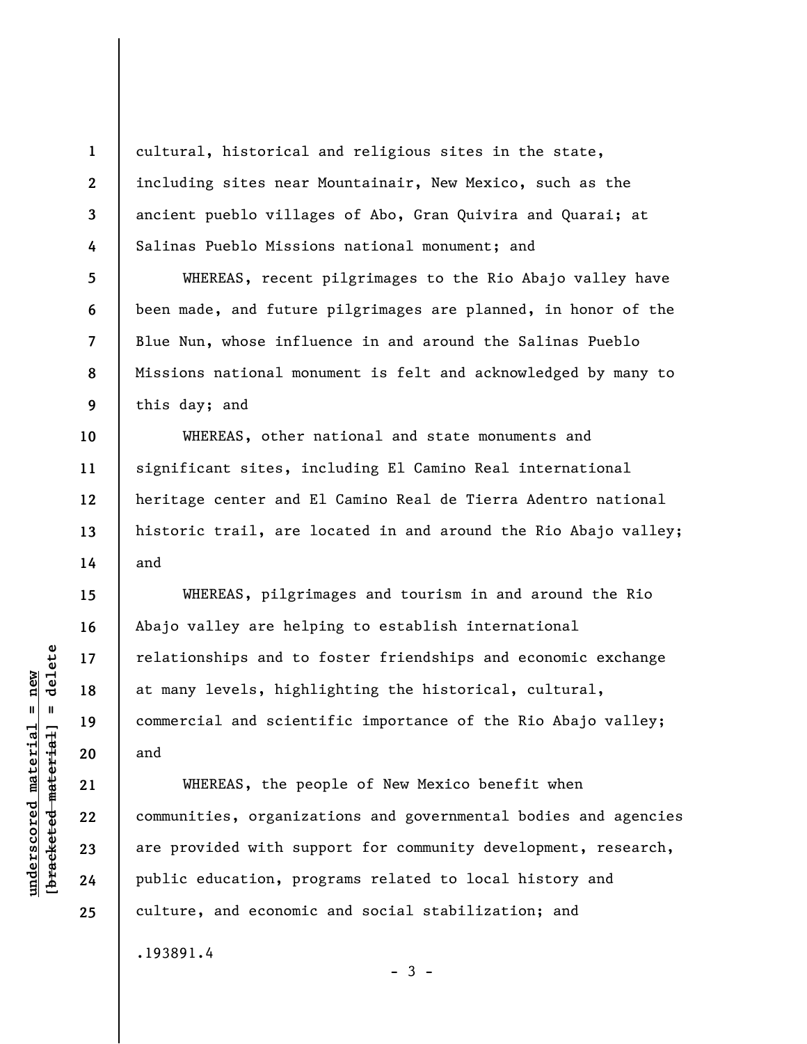cultural, historical and religious sites in the state, including sites near Mountainair, New Mexico, such as the ancient pueblo villages of Abo, Gran Quivira and Quarai; at Salinas Pueblo Missions national monument; and

WHEREAS, recent pilgrimages to the Rio Abajo valley have been made, and future pilgrimages are planned, in honor of the Blue Nun, whose influence in and around the Salinas Pueblo Missions national monument is felt and acknowledged by many to this day; and

WHEREAS, other national and state monuments and significant sites, including El Camino Real international heritage center and El Camino Real de Tierra Adentro national historic trail, are located in and around the Rio Abajo valley; and

WHEREAS, pilgrimages and tourism in and around the Rio Abajo valley are helping to establish international relationships and to foster friendships and economic exchange at many levels, highlighting the historical, cultural, commercial and scientific importance of the Rio Abajo valley; and

WHEREAS, the people of New Mexico benefit when communities, organizations and governmental bodies and agencies are provided with support for community development, research, public education, programs related to local history and culture, and economic and social stabilization; and

.193891.4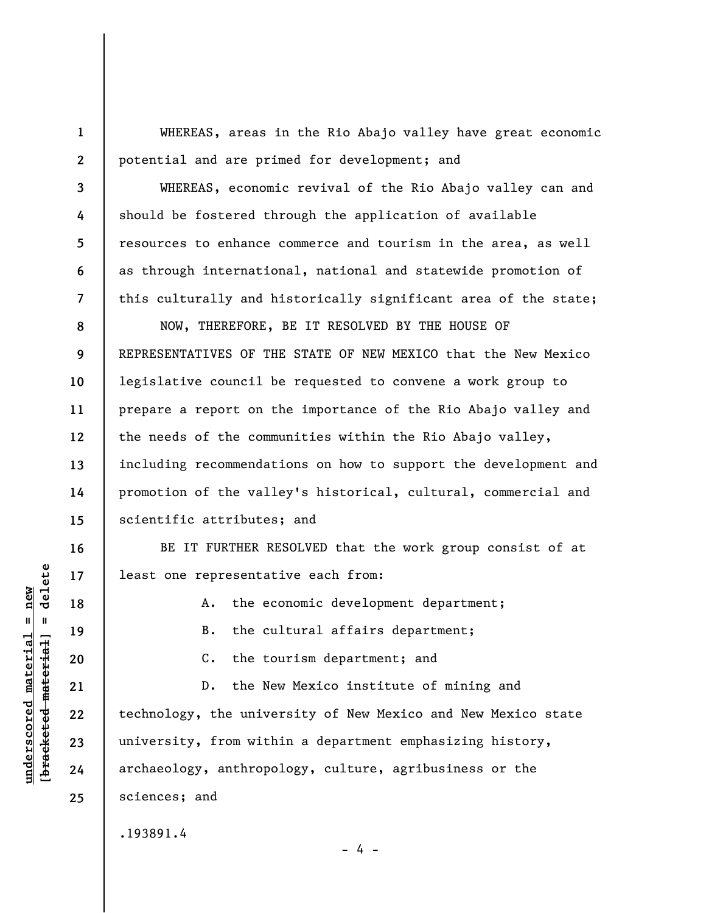WHEREAS, areas in the Rio Abajo valley have great economic potential and are primed for development; and

WHEREAS, economic revival of the Rio Abajo valley can and should be fostered through the application of available resources to enhance commerce and tourism in the area, as well as through international, national and statewide promotion of this culturally and historically significant area of the state;

NOW, THEREFORE, BE IT RESOLVED BY THE HOUSE OF REPRESENTATIVES OF THE STATE OF NEW MEXICO that the New Mexico legislative council be requested to convene a work group to prepare a report on the importance of the Rio Abajo valley and the needs of the communities within the Rio Abajo valley, including recommendations on how to support the development and promotion of the valley's historical, cultural, commercial and scientific attributes; and

BE IT FURTHER RESOLVED that the work group consist of at least one representative each from:

A. the economic development department;

B. the cultural affairs department;

C. the tourism department; and

D. the New Mexico institute of mining and technology, the university of New Mexico and New Mexico state university, from within a department emphasizing history, archaeology, anthropology, culture, agribusiness or the sciences; and

.193891.4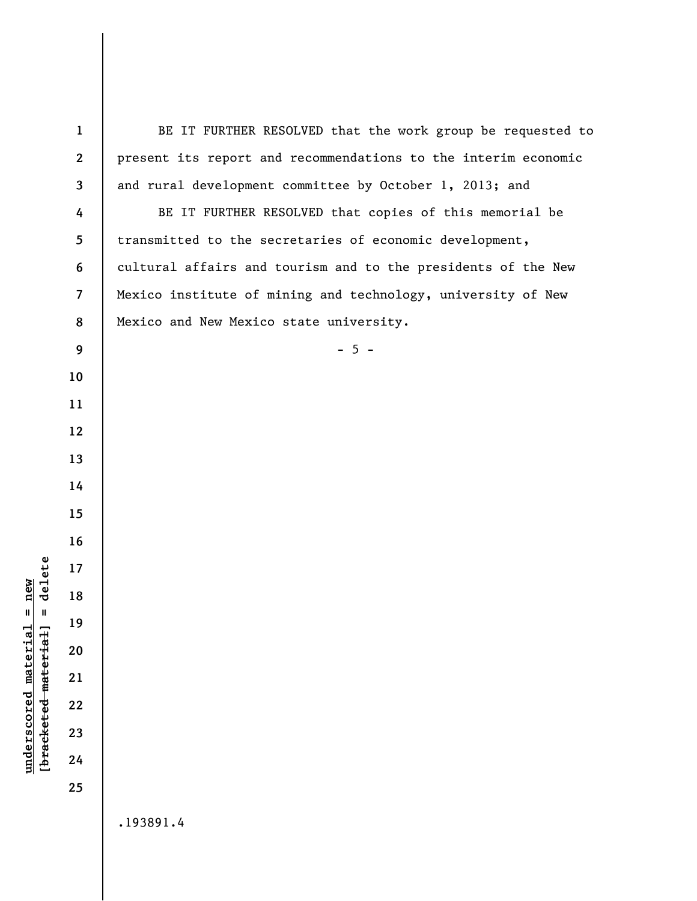BE IT FURTHER RESOLVED that the work group be requested to present its report and recommendations to the interim economic and rural development committee by October 1, 2013; and

BE IT FURTHER RESOLVED that copies of this memorial be transmitted to the secretaries of economic development, cultural affairs and tourism and to the presidents of the New Mexico institute of mining and technology, university of New Mexico and New Mexico state university.

.193891.4